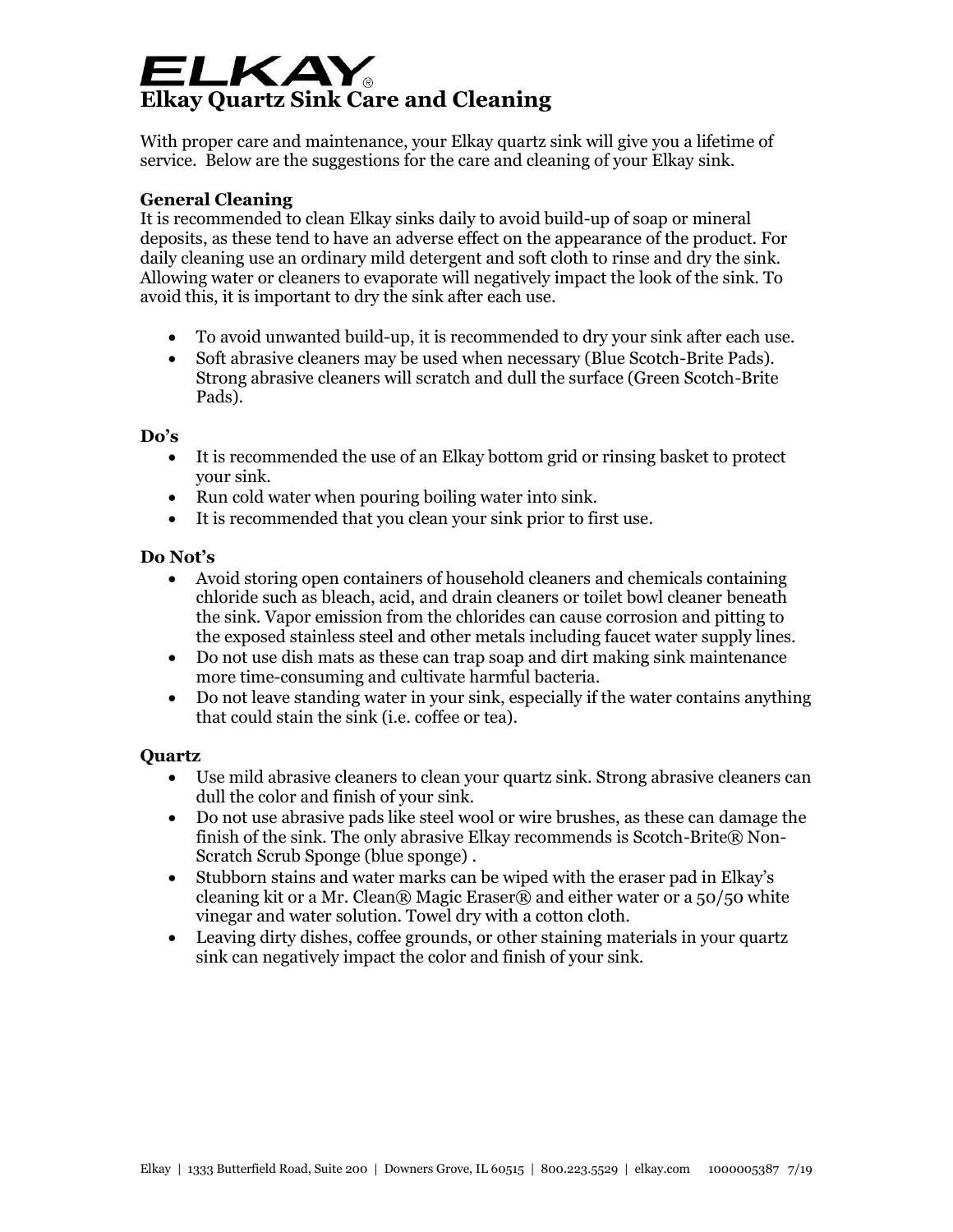# ELKAY®

# Elkay Quartz Sink Care and Cleaning

With proper care and maintenance, your Elkay quartz sink will give you a lifetime of service. Below are the suggestions for the care and cleaning of your Elkay sink.

**General Cleaning**

It is recommended to clean Elkay sinks daily to avoid build-up of soap or mineral deposits, as these tend to have an adverse effect on the appearance of the product. For daily cleaning use an ordinary mild detergent and soft cloth to rinse and dry the sink. Allowing water or cleaners to evaporate will negatively impact the look of the sink. To avoid this, it is important to dry the sink after each use.

- To avoid unwanted build-up, it is recommended to dry your sink after each use.
- Soft abrasive cleaners may be used when necessary (Blue Scotch-Brite Pads). Strong abrasive cleaners will scratch and dull the surface (Green Scotch-Brite Pads).

**Do's**

- It is recommended the use of an Elkay bottom grid or rinsing basket to protect your sink.
- Run cold water when pouring boiling water into sink.
- It is recommended that you clean your sink prior to first use.

**Do Not's**

- Avoid storing open containers of household cleaners and chemicals containing chloride such as bleach, acid, and drain cleaners or toilet bowl cleaner beneath the sink. Vapor emission from the chlorides can cause corrosion and pitting to the exposed stainless steel and other metals including faucet water supply lines.
- Do not use dish mats as these can trap soap and dirt making sink maintenance more time-consuming and cultivate harmful bacteria.
- Do not leave standing water in your sink, especially if the water contains anything that could stain the sink (i.e. coffee or tea).

**Quartz**

- Use mild abrasive cleaners to clean your quartz sink. Strong abrasive cleaners can dull the color and finish of your sink.
- Do not use abrasive pads like steel wool or wire brushes, as these can damage the finish of the sink. The only abrasive Elkay recommends is Scotch-Brite® Non-Scratch Scrub Sponge (blue sponge) .
- Stubborn stains and water marks can be wiped with the eraser pad in Elkay's cleaning kit or a Mr. Clean® Magic Eraser® and either water or a 50/50 white vinegar and water solution. Towel dry with a cotton cloth.
- Leaving dirty dishes, coffee grounds, or other staining materials in your quartz sink can negatively impact the color and finish of your sink.

Elkay | 1333 Butterfield Road, Suite 200 | Downers Grove, IL 60515 | 800.223.5529 | elkay.com 1000005387 7/19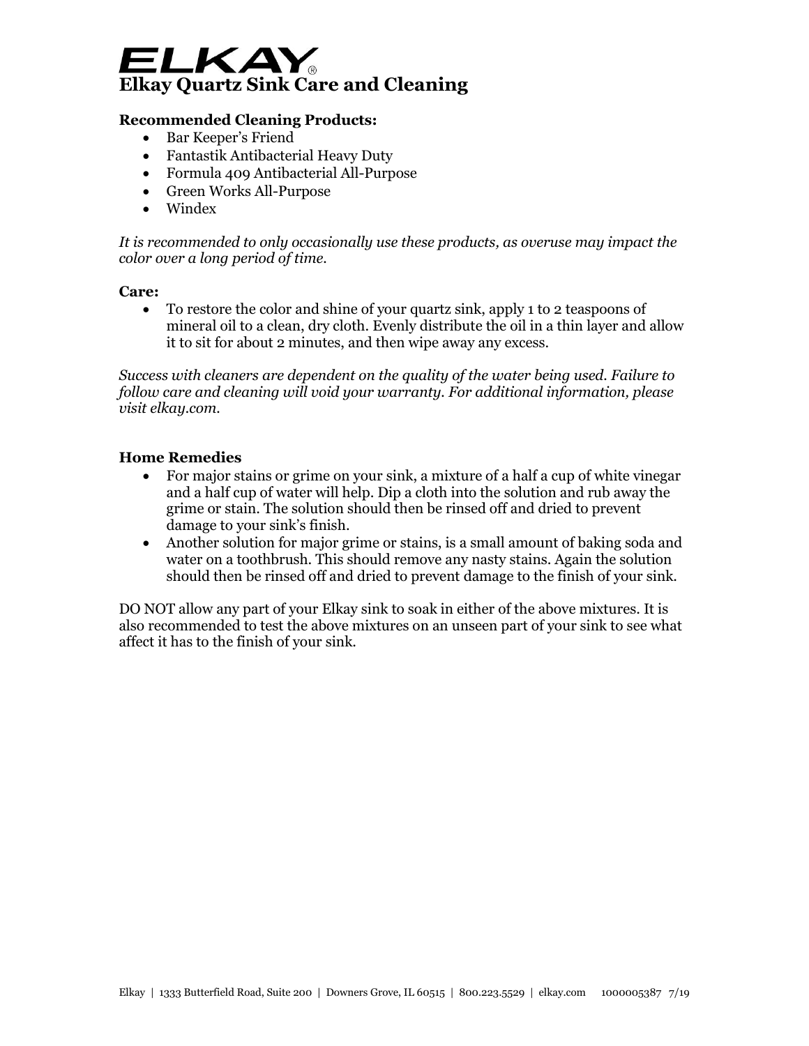# ELKAY®

## Elkay Quartz Sink Care and Cleaning

**Recommended Cleaning Products:**

- Bar Keeper's Friend
- Fantastik Antibacterial Heavy Duty
- Formula 409 Antibacterial All-Purpose
- Green Works All-Purpose
- Windex

*It is recommended to only occasionally use these products, as overuse may impact the color over a long period of time.*

**Care:**

- To restore the color and shine of your quartz sink, apply 1 to 2 teaspoons of mineral oil to a clean, dry cloth. Evenly distribute the oil in a thin layer and allow it to sit for about 2 minutes, and then wipe away any excess.

*Success with cleaners are dependent on the quality of the water being used. Failure to follow care and cleaning will void your warranty. For additional information, please visit elkay.com.*

### Home Remedies

- For major stains or grime on your sink, a mixture of a half a cup of white vinegar and a half cup of water will help. Dip a cloth into the solution and rub away the grime or stain. The solution should then be rinsed off and dried to prevent damage to your sink's finish.
- Another solution for major grime or stains, is a small amount of baking soda and water on a toothbrush. This should remove any nasty stains. Again the solution should then be rinsed off and dried to prevent damage to the finish of your sink.

DO NOT allow any part of your Elkay sink to soak in either of the above mixtures. It is also recommended to test the above mixtures on an unseen part of your sink to see what affect it has to the finish of your sink.

Elkay | 1333 Butterfield Road, Suite 200 | Downers Grove, IL 60515 | 800.223.5529 | elkay.com 1000005387 7/19